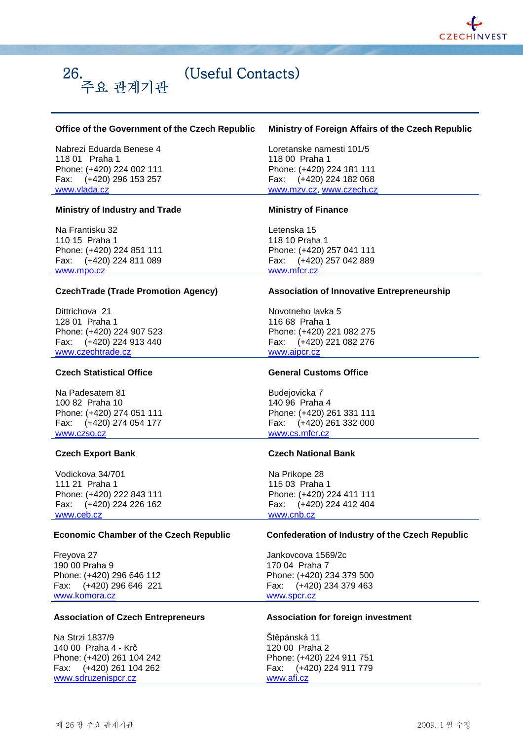# 26. 주요 관계기관 (Useful Contacts)

### Office of the Government of the Czech Republic

Nabrezi Eduarda Benese 4
118 01 Praha 1
Phone: (+420) 224 002 111
Fax: (+420) 296 153 257
www.vlada.cz

### Ministry of Foreign Affairs of the Czech Republic

Loretanske namesti 101/5
118 00 Praha 1
Phone: (+420) 224 181 111
Fax: (+420) 224 182 068
www.mzv.cz, www.czech.cz

### Ministry of Industry and Trade

Na Frantisku 32
110 15 Praha 1
Phone: (+420) 224 851 111
Fax: (+420) 224 811 089
www.mpo.cz

### Ministry of Finance

Letenska 15
118 10 Praha 1
Phone: (+420) 257 041 111
Fax: (+420) 257 042 889
www.mfcr.cz

### CzechTrade (Trade Promotion Agency)

Dittrichova 21
128 01 Praha 1
Phone: (+420) 224 907 523
Fax: (+420) 224 913 440
www.czechtrade.cz

### Association of Innovative Entrepreneurship

Novotneho lavka 5
116 68 Praha 1
Phone: (+420) 221 082 275
Fax: (+420) 221 082 276
www.aipcr.cz

### Czech Statistical Office

Na Padesatem 81
100 82 Praha 10
Phone: (+420) 274 051 111
Fax: (+420) 274 054 177
www.czso.cz

### General Customs Office

Budejovicka 7
140 96 Praha 4
Phone: (+420) 261 331 111
Fax: (+420) 261 332 000
www.cs.mfcr.cz

### Czech Export Bank

Vodickova 34/701
111 21 Praha 1
Phone: (+420) 222 843 111
Fax: (+420) 224 226 162
www.ceb.cz

### Czech National Bank

Na Prikope 28
115 03 Praha 1
Phone: (+420) 224 411 111
Fax: (+420) 224 412 404
www.cnb.cz

### Economic Chamber of the Czech Republic

Freyova 27
190 00 Praha 9
Phone: (+420) 296 646 112
Fax: (+420) 296 646 221
www.komora.cz

### Confederation of Industry of the Czech Republic

Jankovcova 1569/2c
170 04 Praha 7
Phone: (+420) 234 379 500
Fax: (+420) 234 379 463
www.spcr.cz

### Association of Czech Entrepreneurs

Na Strzi 1837/9
140 00 Praha 4 - Krč
Phone: (+420) 261 104 242
Fax: (+420) 261 104 262
www.sdruzenispcr.cz

### Association for foreign investment

Štěpánská 11
120 00 Praha 2
Phone: (+420) 224 911 751
Fax: (+420) 224 911 779
www.afi.cz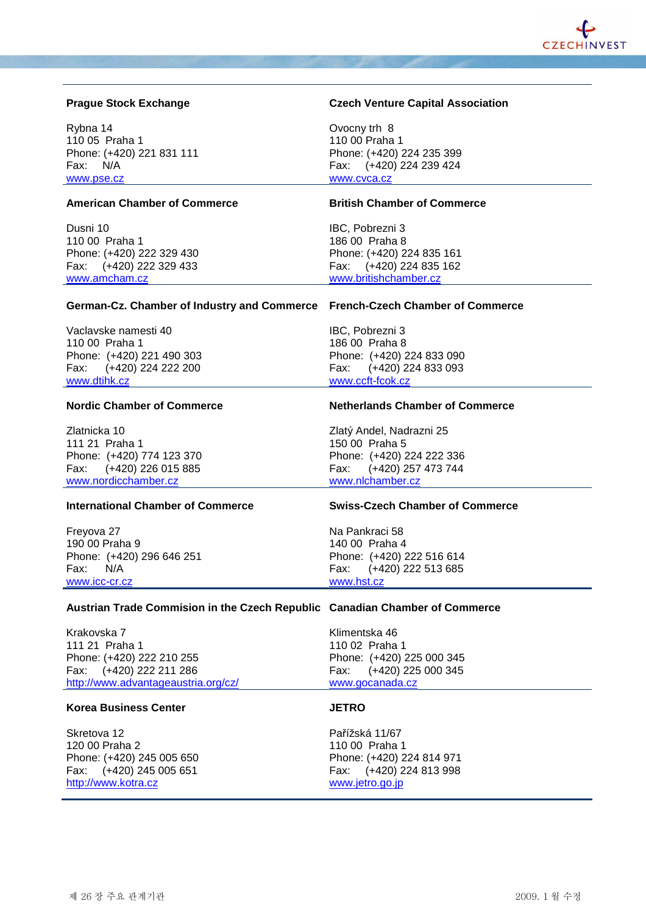### Prague Stock Exchange

Rybna 14
110 05 Praha 1
Phone: (+420) 221 831 111
Fax: N/A
www.pse.cz

### Czech Venture Capital Association

Ovocny trh 8
110 00 Praha 1
Phone: (+420) 224 235 399
Fax: (+420) 224 239 424
www.cvca.cz

### American Chamber of Commerce

Dusni 10
110 00 Praha 1
Phone: (+420) 222 329 430
Fax: (+420) 222 329 433
www.amcham.cz

### British Chamber of Commerce

IBC, Pobrezni 3
186 00 Praha 8
Phone: (+420) 224 835 161
Fax: (+420) 224 835 162
www.britishchamber.cz

### German-Cz. Chamber of Industry and Commerce

Vaclavske namesti 40
110 00 Praha 1
Phone: (+420) 221 490 303
Fax: (+420) 224 222 200
www.dtihk.cz

### French-Czech Chamber of Commerce

IBC, Pobrezni 3
186 00 Praha 8
Phone: (+420) 224 833 090
Fax: (+420) 224 833 093
www.ccft-fcok.cz

### Nordic Chamber of Commerce

Zlatnicka 10
111 21 Praha 1
Phone: (+420) 774 123 370
Fax: (+420) 226 015 885
www.nordicchamber.cz

### Netherlands Chamber of Commerce

Zlatý Andel, Nadrazni 25
150 00 Praha 5
Phone: (+420) 224 222 336
Fax: (+420) 257 473 744
www.nlchamber.cz

### International Chamber of Commerce

Freyova 27
190 00 Praha 9
Phone: (+420) 296 646 251
Fax: N/A
www.icc-cr.cz

### Swiss-Czech Chamber of Commerce

Na Pankraci 58
140 00 Praha 4
Phone: (+420) 222 516 614
Fax: (+420) 222 513 685
www.hst.cz

### Austrian Trade Commision in the Czech Republic

Krakovska 7
111 21 Praha 1
Phone: (+420) 222 210 255
Fax: (+420) 222 211 286
http://www.advantageaustria.org/cz/

### Canadian Chamber of Commerce

Klimentska 46
110 02 Praha 1
Phone: (+420) 225 000 345
Fax: (+420) 225 000 345
www.gocanada.cz

### Korea Business Center

Skretova 12
120 00 Praha 2
Phone: (+420) 245 005 650
Fax: (+420) 245 005 651
http://www.kotra.cz

### JETRO

Pařížská 11/67
110 00 Praha 1
Phone: (+420) 224 814 971
Fax: (+420) 224 813 998
www.jetro.go.jp